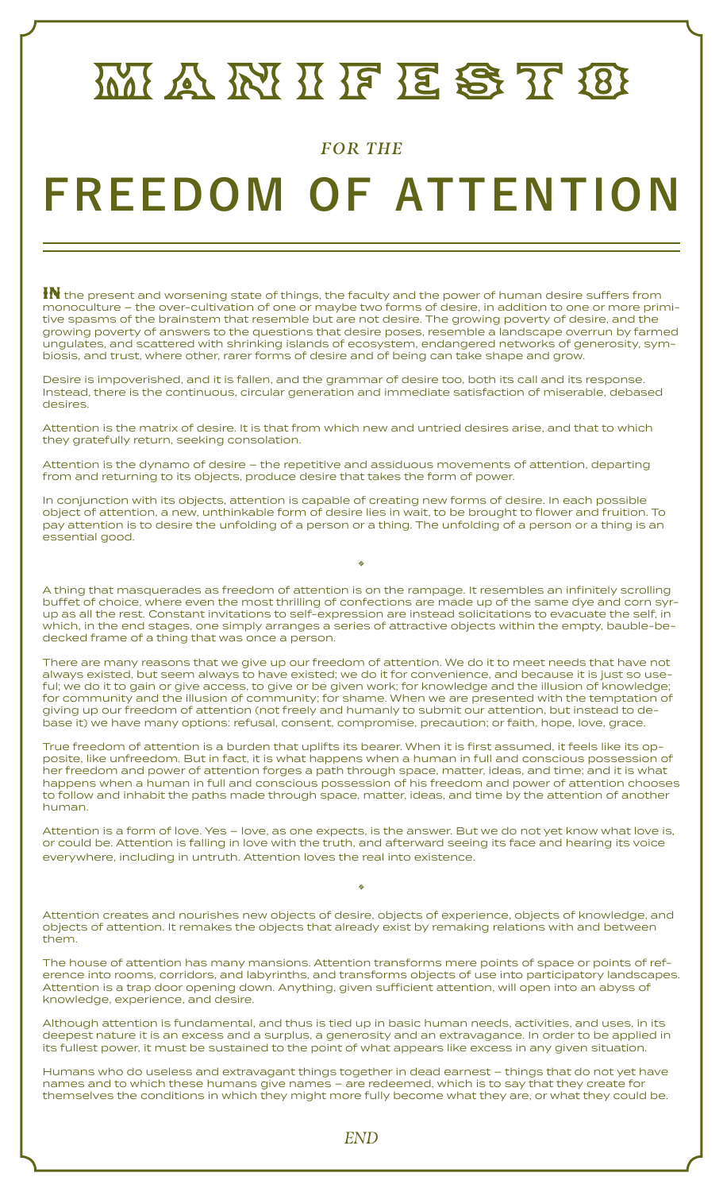# MANIFESTO

*FOR THE*

# FREEDOM OF ATTENTION

---

**IN** the present and worsening state of things, the faculty and the power of human desire suffers from monoculture – the over-cultivation of one or maybe two forms of desire, in addition to one or more primitive spasms of the brainstem that resemble but are not desire. The growing poverty of desire, and the growing poverty of answers to the questions that desire poses, resemble a landscape overrun by farmed ungulates, and scattered with shrinking islands of ecosystem, endangered networks of generosity, symbiosis, and trust, where other, rarer forms of desire and of being can take shape and grow.

Desire is impoverished, and it is fallen, and the grammar of desire too, both its call and its response. Instead, there is the continuous, circular generation and immediate satisfaction of miserable, debased desires.

Attention is the matrix of desire. It is that from which new and untried desires arise, and that to which they gratefully return, seeking consolation.

Attention is the dynamo of desire – the repetitive and assiduous movements of attention, departing from and returning to its objects, produce desire that takes the form of power.

In conjunction with its objects, attention is capable of creating new forms of desire. In each possible object of attention, a new, unthinkable form of desire lies in wait, to be brought to flower and fruition. To pay attention is to desire the unfolding of a person or a thing. The unfolding of a person or a thing is an essential good.

◆

A thing that masquerades as freedom of attention is on the rampage. It resembles an infinitely scrolling buffet of choice, where even the most thrilling of confections are made up of the same dye and corn syrup as all the rest. Constant invitations to self-expression are instead solicitations to evacuate the self, in which, in the end stages, one simply arranges a series of attractive objects within the empty, bauble-bedecked frame of a thing that was once a person.

There are many reasons that we give up our freedom of attention. We do it to meet needs that have not always existed, but seem always to have existed; we do it for convenience, and because it is just so useful; we do it to gain or give access, to give or be given work; for knowledge and the illusion of knowledge; for community and the illusion of community; for shame. When we are presented with the temptation of giving up our freedom of attention (not freely and humanly to submit our attention, but instead to debase it) we have many options: refusal, consent, compromise, precaution; or faith, hope, love, grace.

True freedom of attention is a burden that uplifts its bearer. When it is first assumed, it feels like its opposite, like unfreedom. But in fact, it is what happens when a human in full and conscious possession of her freedom and power of attention forges a path through space, matter, ideas, and time; and it is what happens when a human in full and conscious possession of his freedom and power of attention chooses to follow and inhabit the paths made through space, matter, ideas, and time by the attention of another human.

Attention is a form of love. Yes – love, as one expects, is the answer. But we do not yet know what love is, or could be. Attention is falling in love with the truth, and afterward seeing its face and hearing its voice everywhere, including in untruth. Attention loves the real into existence.

◆

Attention creates and nourishes new objects of desire, objects of experience, objects of knowledge, and objects of attention. It remakes the objects that already exist by remaking relations with and between them.

The house of attention has many mansions. Attention transforms mere points of space or points of reference into rooms, corridors, and labyrinths, and transforms objects of use into participatory landscapes. Attention is a trap door opening down. Anything, given sufficient attention, will open into an abyss of knowledge, experience, and desire.

Although attention is fundamental, and thus is tied up in basic human needs, activities, and uses, in its deepest nature it is an excess and a surplus, a generosity and an extravagance. In order to be applied in its fullest power, it must be sustained to the point of what appears like excess in any given situation.

Humans who do useless and extravagant things together in dead earnest – things that do not yet have names and to which these humans give names – are redeemed, which is to say that they create for themselves the conditions in which they might more fully become what they are, or what they could be.

*END*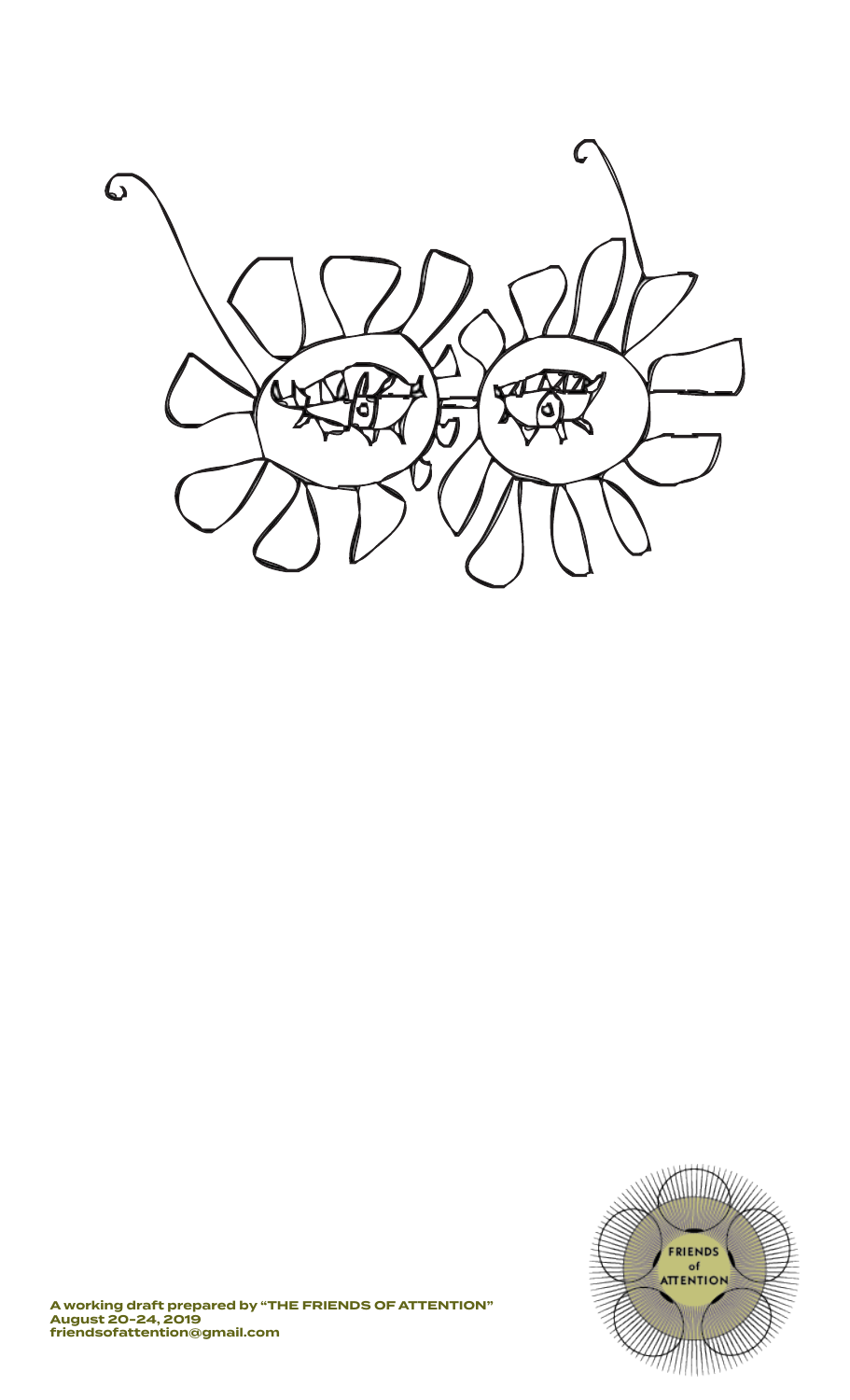**A working draft prepared by "THE FRIENDS OF ATTENTION"**
**August 20-24, 2019**
**friendsofattention@gmail.com**

FRIENDS of ATTENTION